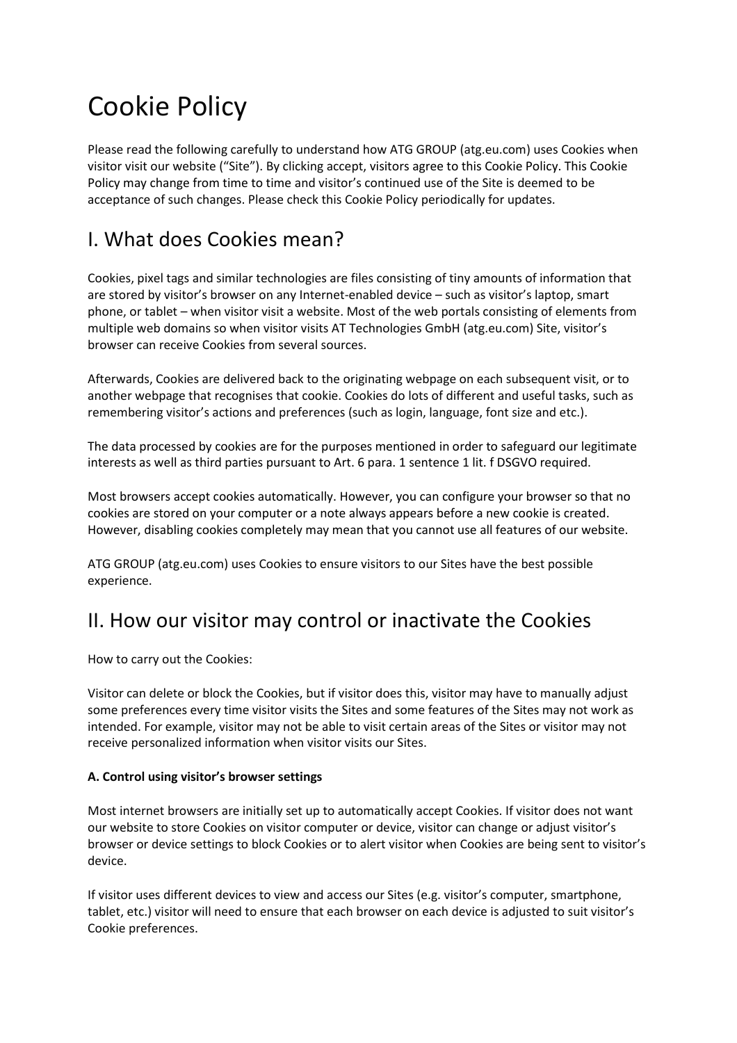# Cookie Policy

Please read the following carefully to understand how ATG GROUP (atg.eu.com) uses Cookies when visitor visit our website ("Site"). By clicking accept, visitors agree to this Cookie Policy. This Cookie Policy may change from time to time and visitor's continued use of the Site is deemed to be acceptance of such changes. Please check this Cookie Policy periodically for updates.

## I. What does Cookies mean?

Cookies, pixel tags and similar technologies are files consisting of tiny amounts of information that are stored by visitor's browser on any Internet-enabled device – such as visitor's laptop, smart phone, or tablet – when visitor visit a website. Most of the web portals consisting of elements from multiple web domains so when visitor visits AT Technologies GmbH (atg.eu.com) Site, visitor's browser can receive Cookies from several sources.

Afterwards, Cookies are delivered back to the originating webpage on each subsequent visit, or to another webpage that recognises that cookie. Cookies do lots of different and useful tasks, such as remembering visitor's actions and preferences (such as login, language, font size and etc.).

The data processed by cookies are for the purposes mentioned in order to safeguard our legitimate interests as well as third parties pursuant to Art. 6 para. 1 sentence 1 lit. f DSGVO required.

Most browsers accept cookies automatically. However, you can configure your browser so that no cookies are stored on your computer or a note always appears before a new cookie is created. However, disabling cookies completely may mean that you cannot use all features of our website.

ATG GROUP (atg.eu.com) uses Cookies to ensure visitors to our Sites have the best possible experience.

## II. How our visitor may control or inactivate the Cookies

How to carry out the Cookies:

Visitor can delete or block the Cookies, but if visitor does this, visitor may have to manually adjust some preferences every time visitor visits the Sites and some features of the Sites may not work as intended. For example, visitor may not be able to visit certain areas of the Sites or visitor may not receive personalized information when visitor visits our Sites.

**A. Control using visitor's browser settings**

Most internet browsers are initially set up to automatically accept Cookies. If visitor does not want our website to store Cookies on visitor computer or device, visitor can change or adjust visitor's browser or device settings to block Cookies or to alert visitor when Cookies are being sent to visitor's device.

If visitor uses different devices to view and access our Sites (e.g. visitor's computer, smartphone, tablet, etc.) visitor will need to ensure that each browser on each device is adjusted to suit visitor's Cookie preferences.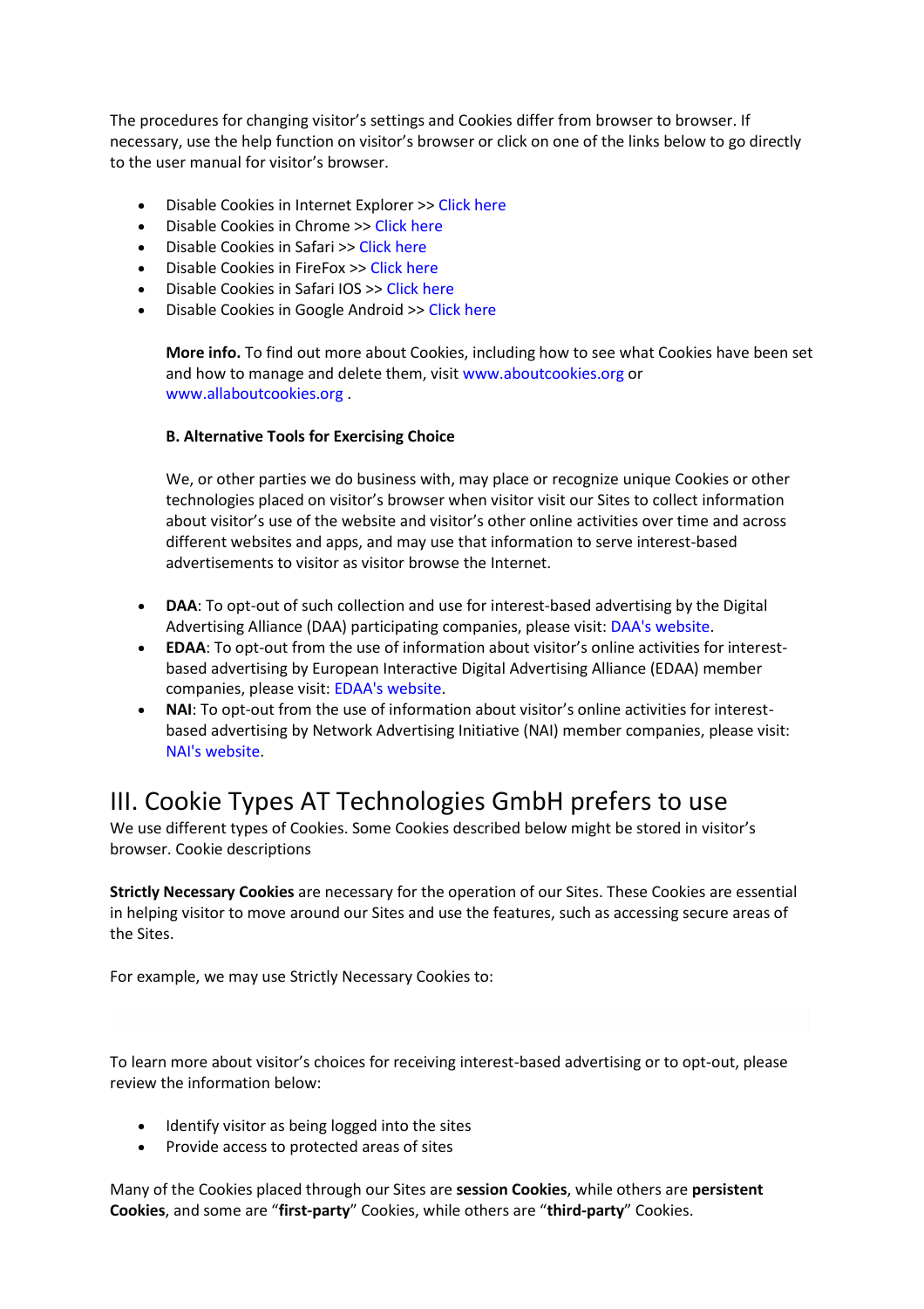The procedures for changing visitor's settings and Cookies differ from browser to browser. If necessary, use the help function on visitor's browser or click on one of the links below to go directly to the user manual for visitor's browser.

- Disable Cookies in Internet Explorer >> Click here
- Disable Cookies in Chrome >> Click here
- Disable Cookies in Safari >> Click here
- Disable Cookies in FireFox >> Click here
- Disable Cookies in Safari IOS >> Click here
- Disable Cookies in Google Android >> Click here

**More info.** To find out more about Cookies, including how to see what Cookies have been set and how to manage and delete them, visit www.aboutcookies.org or www.allaboutcookies.org .

**B. Alternative Tools for Exercising Choice**

We, or other parties we do business with, may place or recognize unique Cookies or other technologies placed on visitor's browser when visitor visit our Sites to collect information about visitor's use of the website and visitor's other online activities over time and across different websites and apps, and may use that information to serve interest-based advertisements to visitor as visitor browse the Internet.

- **DAA**: To opt-out of such collection and use for interest-based advertising by the Digital Advertising Alliance (DAA) participating companies, please visit: DAA's website.
- **EDAA**: To opt-out from the use of information about visitor's online activities for interest-based advertising by European Interactive Digital Advertising Alliance (EDAA) member companies, please visit: EDAA's website.
- **NAI**: To opt-out from the use of information about visitor's online activities for interest-based advertising by Network Advertising Initiative (NAI) member companies, please visit: NAI's website.

# III. Cookie Types AT Technologies GmbH prefers to use

We use different types of Cookies. Some Cookies described below might be stored in visitor's browser. Cookie descriptions

**Strictly Necessary Cookies** are necessary for the operation of our Sites. These Cookies are essential in helping visitor to move around our Sites and use the features, such as accessing secure areas of the Sites.

For example, we may use Strictly Necessary Cookies to:

To learn more about visitor's choices for receiving interest-based advertising or to opt-out, please review the information below:

- Identify visitor as being logged into the sites
- Provide access to protected areas of sites

Many of the Cookies placed through our Sites are **session Cookies**, while others are **persistent Cookies**, and some are "**first-party**" Cookies, while others are "**third-party**" Cookies.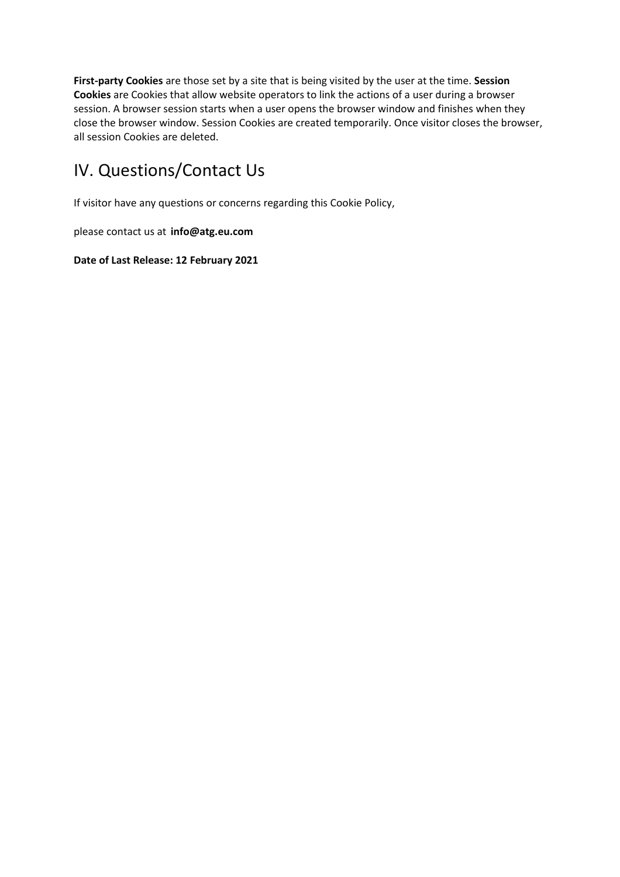**First-party Cookies** are those set by a site that is being visited by the user at the time. **Session Cookies** are Cookies that allow website operators to link the actions of a user during a browser session. A browser session starts when a user opens the browser window and finishes when they close the browser window. Session Cookies are created temporarily. Once visitor closes the browser, all session Cookies are deleted.

## IV. Questions/Contact Us

If visitor have any questions or concerns regarding this Cookie Policy,

please contact us at **info@atg.eu.com**

**Date of Last Release: 12 February 2021**